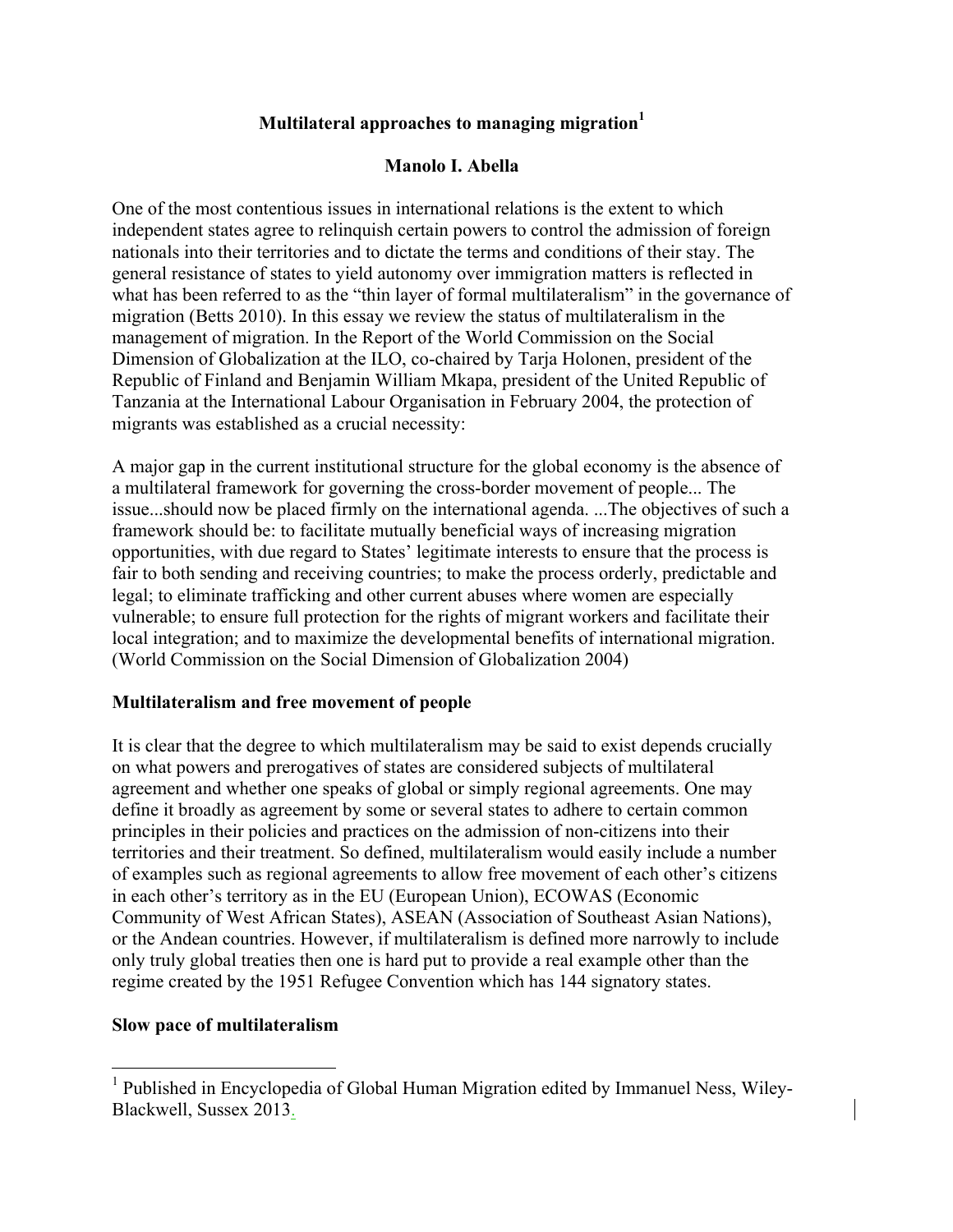# Multilateral approaches to managing migration[1]

**Manolo I. Abella**

One of the most contentious issues in international relations is the extent to which independent states agree to relinquish certain powers to control the admission of foreign nationals into their territories and to dictate the terms and conditions of their stay. The general resistance of states to yield autonomy over immigration matters is reflected in what has been referred to as the "thin layer of formal multilateralism" in the governance of migration (Betts 2010). In this essay we review the status of multilateralism in the management of migration. In the Report of the World Commission on the Social Dimension of Globalization at the ILO, co-chaired by Tarja Holonen, president of the Republic of Finland and Benjamin William Mkapa, president of the United Republic of Tanzania at the International Labour Organisation in February 2004, the protection of migrants was established as a crucial necessity:

A major gap in the current institutional structure for the global economy is the absence of a multilateral framework for governing the cross-border movement of people... The issue...should now be placed firmly on the international agenda. ...The objectives of such a framework should be: to facilitate mutually beneficial ways of increasing migration opportunities, with due regard to States' legitimate interests to ensure that the process is fair to both sending and receiving countries; to make the process orderly, predictable and legal; to eliminate trafficking and other current abuses where women are especially vulnerable; to ensure full protection for the rights of migrant workers and facilitate their local integration; and to maximize the developmental benefits of international migration. (World Commission on the Social Dimension of Globalization 2004)

## Multilateralism and free movement of people

It is clear that the degree to which multilateralism may be said to exist depends crucially on what powers and prerogatives of states are considered subjects of multilateral agreement and whether one speaks of global or simply regional agreements. One may define it broadly as agreement by some or several states to adhere to certain common principles in their policies and practices on the admission of non-citizens into their territories and their treatment. So defined, multilateralism would easily include a number of examples such as regional agreements to allow free movement of each other's citizens in each other's territory as in the EU (European Union), ECOWAS (Economic Community of West African States), ASEAN (Association of Southeast Asian Nations), or the Andean countries. However, if multilateralism is defined more narrowly to include only truly global treaties then one is hard put to provide a real example other than the regime created by the 1951 Refugee Convention which has 144 signatory states.

## Slow pace of multilateralism

[1] Published in Encyclopedia of Global Human Migration edited by Immanuel Ness, Wiley-Blackwell, Sussex 2013.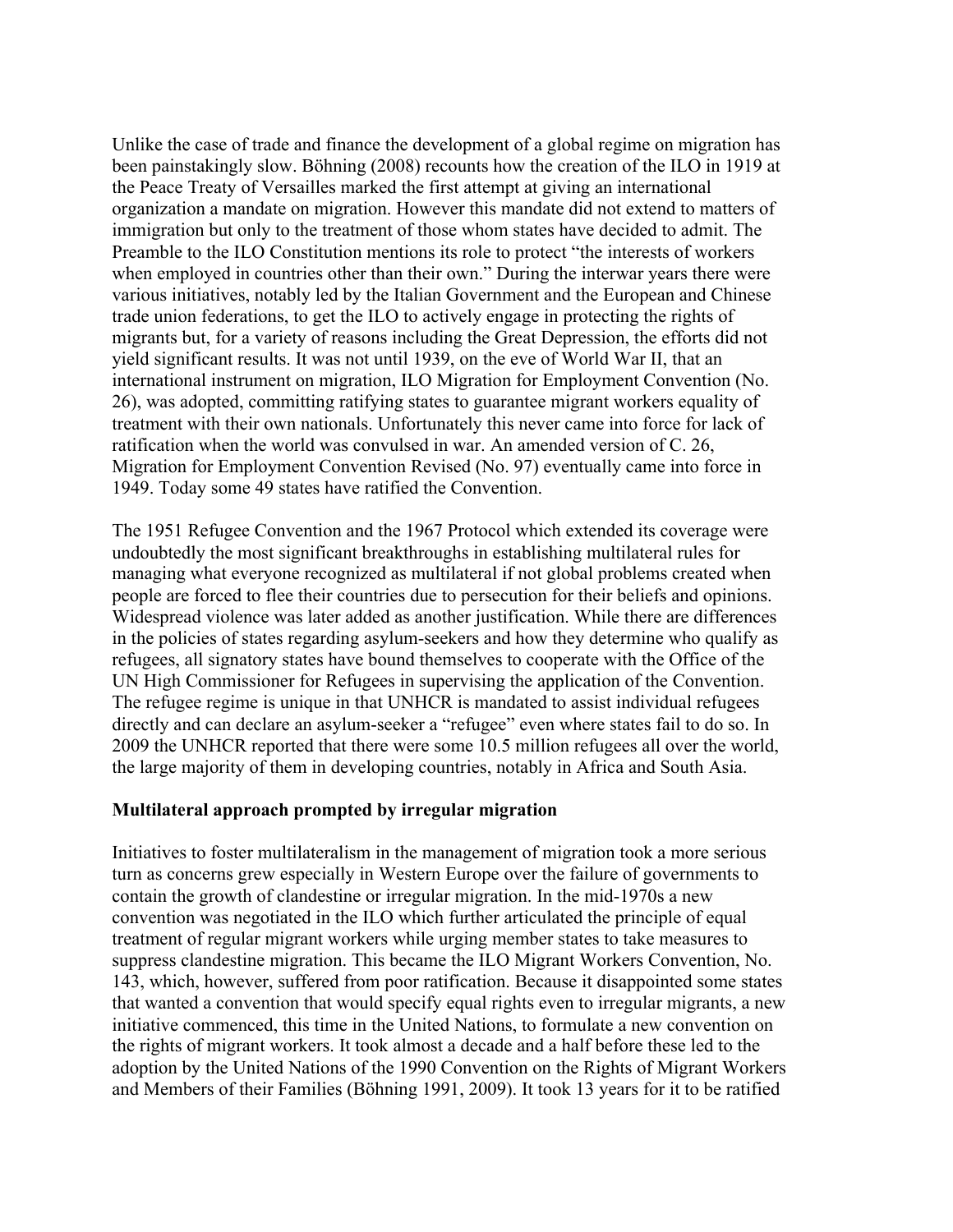Unlike the case of trade and finance the development of a global regime on migration has been painstakingly slow. Böhning (2008) recounts how the creation of the ILO in 1919 at the Peace Treaty of Versailles marked the first attempt at giving an international organization a mandate on migration. However this mandate did not extend to matters of immigration but only to the treatment of those whom states have decided to admit. The Preamble to the ILO Constitution mentions its role to protect "the interests of workers when employed in countries other than their own." During the interwar years there were various initiatives, notably led by the Italian Government and the European and Chinese trade union federations, to get the ILO to actively engage in protecting the rights of migrants but, for a variety of reasons including the Great Depression, the efforts did not yield significant results. It was not until 1939, on the eve of World War II, that an international instrument on migration, ILO Migration for Employment Convention (No. 26), was adopted, committing ratifying states to guarantee migrant workers equality of treatment with their own nationals. Unfortunately this never came into force for lack of ratification when the world was convulsed in war. An amended version of C. 26, Migration for Employment Convention Revised (No. 97) eventually came into force in 1949. Today some 49 states have ratified the Convention.

The 1951 Refugee Convention and the 1967 Protocol which extended its coverage were undoubtedly the most significant breakthroughs in establishing multilateral rules for managing what everyone recognized as multilateral if not global problems created when people are forced to flee their countries due to persecution for their beliefs and opinions. Widespread violence was later added as another justification. While there are differences in the policies of states regarding asylum-seekers and how they determine who qualify as refugees, all signatory states have bound themselves to cooperate with the Office of the UN High Commissioner for Refugees in supervising the application of the Convention. The refugee regime is unique in that UNHCR is mandated to assist individual refugees directly and can declare an asylum-seeker a "refugee" even where states fail to do so. In 2009 the UNHCR reported that there were some 10.5 million refugees all over the world, the large majority of them in developing countries, notably in Africa and South Asia.

**Multilateral approach prompted by irregular migration**

Initiatives to foster multilateralism in the management of migration took a more serious turn as concerns grew especially in Western Europe over the failure of governments to contain the growth of clandestine or irregular migration. In the mid-1970s a new convention was negotiated in the ILO which further articulated the principle of equal treatment of regular migrant workers while urging member states to take measures to suppress clandestine migration. This became the ILO Migrant Workers Convention, No. 143, which, however, suffered from poor ratification. Because it disappointed some states that wanted a convention that would specify equal rights even to irregular migrants, a new initiative commenced, this time in the United Nations, to formulate a new convention on the rights of migrant workers. It took almost a decade and a half before these led to the adoption by the United Nations of the 1990 Convention on the Rights of Migrant Workers and Members of their Families (Böhning 1991, 2009). It took 13 years for it to be ratified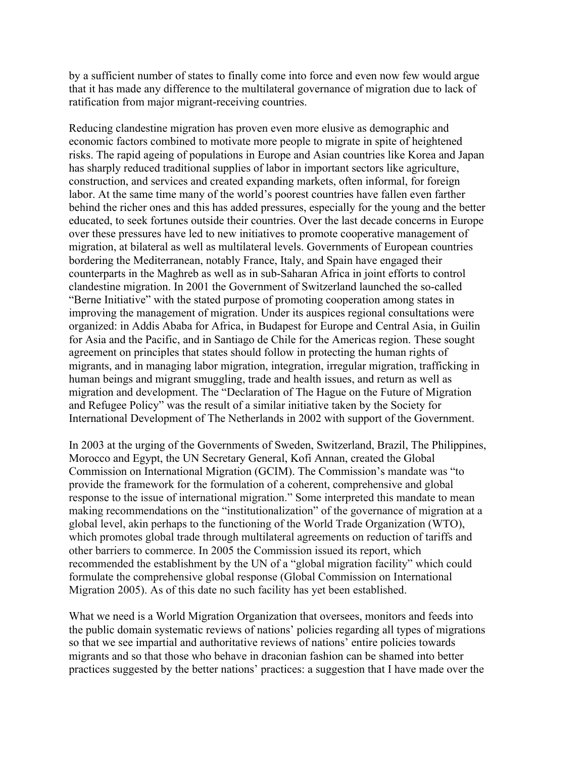by a sufficient number of states to finally come into force and even now few would argue that it has made any difference to the multilateral governance of migration due to lack of ratification from major migrant-receiving countries.

Reducing clandestine migration has proven even more elusive as demographic and economic factors combined to motivate more people to migrate in spite of heightened risks. The rapid ageing of populations in Europe and Asian countries like Korea and Japan has sharply reduced traditional supplies of labor in important sectors like agriculture, construction, and services and created expanding markets, often informal, for foreign labor. At the same time many of the world's poorest countries have fallen even farther behind the richer ones and this has added pressures, especially for the young and the better educated, to seek fortunes outside their countries. Over the last decade concerns in Europe over these pressures have led to new initiatives to promote cooperative management of migration, at bilateral as well as multilateral levels. Governments of European countries bordering the Mediterranean, notably France, Italy, and Spain have engaged their counterparts in the Maghreb as well as in sub-Saharan Africa in joint efforts to control clandestine migration. In 2001 the Government of Switzerland launched the so-called "Berne Initiative" with the stated purpose of promoting cooperation among states in improving the management of migration. Under its auspices regional consultations were organized: in Addis Ababa for Africa, in Budapest for Europe and Central Asia, in Guilin for Asia and the Pacific, and in Santiago de Chile for the Americas region. These sought agreement on principles that states should follow in protecting the human rights of migrants, and in managing labor migration, integration, irregular migration, trafficking in human beings and migrant smuggling, trade and health issues, and return as well as migration and development. The "Declaration of The Hague on the Future of Migration and Refugee Policy" was the result of a similar initiative taken by the Society for International Development of The Netherlands in 2002 with support of the Government.

In 2003 at the urging of the Governments of Sweden, Switzerland, Brazil, The Philippines, Morocco and Egypt, the UN Secretary General, Kofi Annan, created the Global Commission on International Migration (GCIM). The Commission's mandate was "to provide the framework for the formulation of a coherent, comprehensive and global response to the issue of international migration." Some interpreted this mandate to mean making recommendations on the "institutionalization" of the governance of migration at a global level, akin perhaps to the functioning of the World Trade Organization (WTO), which promotes global trade through multilateral agreements on reduction of tariffs and other barriers to commerce. In 2005 the Commission issued its report, which recommended the establishment by the UN of a "global migration facility" which could formulate the comprehensive global response (Global Commission on International Migration 2005). As of this date no such facility has yet been established.

What we need is a World Migration Organization that oversees, monitors and feeds into the public domain systematic reviews of nations' policies regarding all types of migrations so that we see impartial and authoritative reviews of nations' entire policies towards migrants and so that those who behave in draconian fashion can be shamed into better practices suggested by the better nations' practices: a suggestion that I have made over the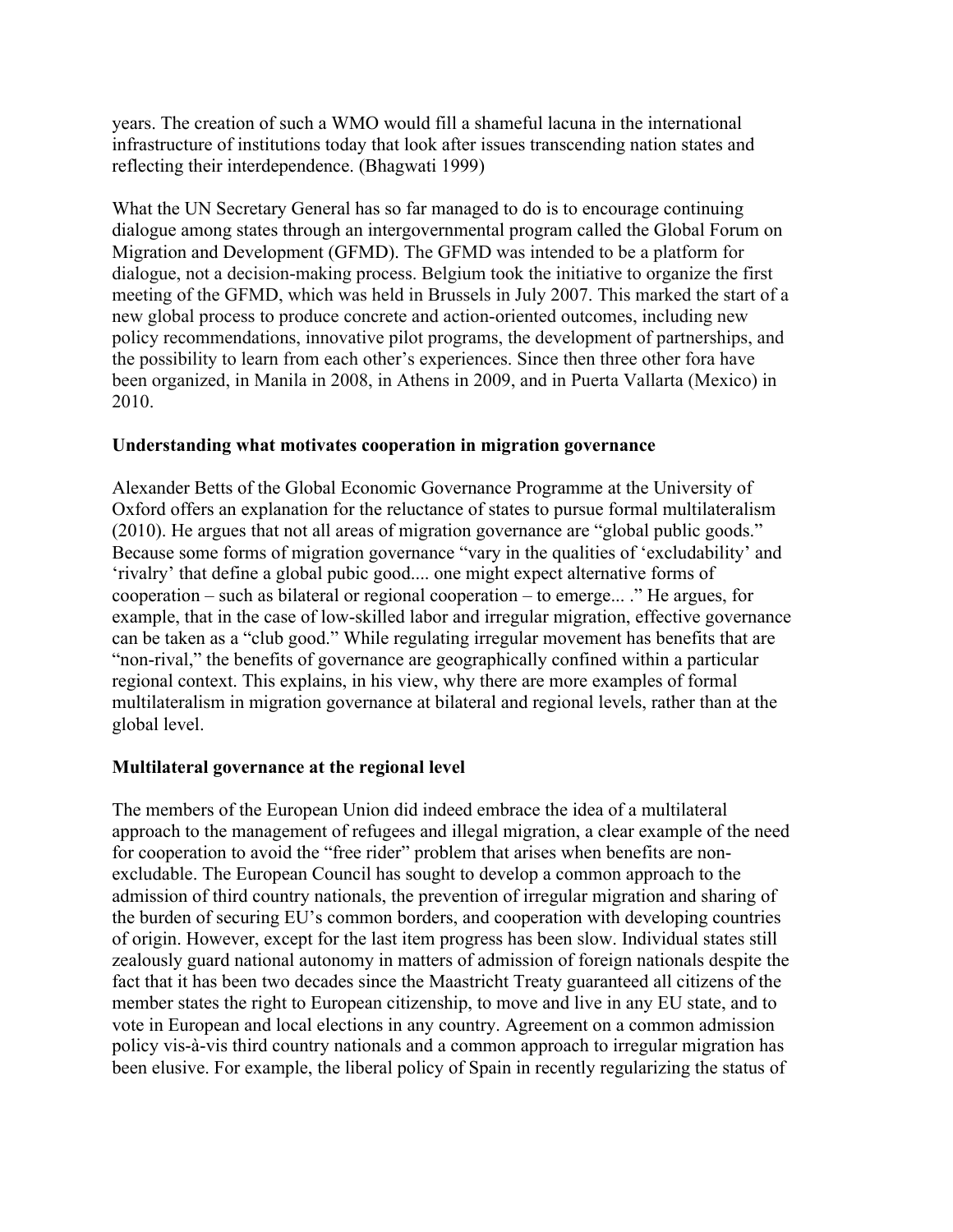years. The creation of such a WMO would fill a shameful lacuna in the international infrastructure of institutions today that look after issues transcending nation states and reflecting their interdependence. (Bhagwati 1999)

What the UN Secretary General has so far managed to do is to encourage continuing dialogue among states through an intergovernmental program called the Global Forum on Migration and Development (GFMD). The GFMD was intended to be a platform for dialogue, not a decision-making process. Belgium took the initiative to organize the first meeting of the GFMD, which was held in Brussels in July 2007. This marked the start of a new global process to produce concrete and action-oriented outcomes, including new policy recommendations, innovative pilot programs, the development of partnerships, and the possibility to learn from each other's experiences. Since then three other fora have been organized, in Manila in 2008, in Athens in 2009, and in Puerta Vallarta (Mexico) in 2010.

**Understanding what motivates cooperation in migration governance**

Alexander Betts of the Global Economic Governance Programme at the University of Oxford offers an explanation for the reluctance of states to pursue formal multilateralism (2010). He argues that not all areas of migration governance are "global public goods." Because some forms of migration governance "vary in the qualities of 'excludability' and 'rivalry' that define a global pubic good.... one might expect alternative forms of cooperation – such as bilateral or regional cooperation – to emerge... ." He argues, for example, that in the case of low-skilled labor and irregular migration, effective governance can be taken as a "club good." While regulating irregular movement has benefits that are "non-rival," the benefits of governance are geographically confined within a particular regional context. This explains, in his view, why there are more examples of formal multilateralism in migration governance at bilateral and regional levels, rather than at the global level.

**Multilateral governance at the regional level**

The members of the European Union did indeed embrace the idea of a multilateral approach to the management of refugees and illegal migration, a clear example of the need for cooperation to avoid the "free rider" problem that arises when benefits are non-excludable. The European Council has sought to develop a common approach to the admission of third country nationals, the prevention of irregular migration and sharing of the burden of securing EU's common borders, and cooperation with developing countries of origin. However, except for the last item progress has been slow. Individual states still zealously guard national autonomy in matters of admission of foreign nationals despite the fact that it has been two decades since the Maastricht Treaty guaranteed all citizens of the member states the right to European citizenship, to move and live in any EU state, and to vote in European and local elections in any country. Agreement on a common admission policy vis-à-vis third country nationals and a common approach to irregular migration has been elusive. For example, the liberal policy of Spain in recently regularizing the status of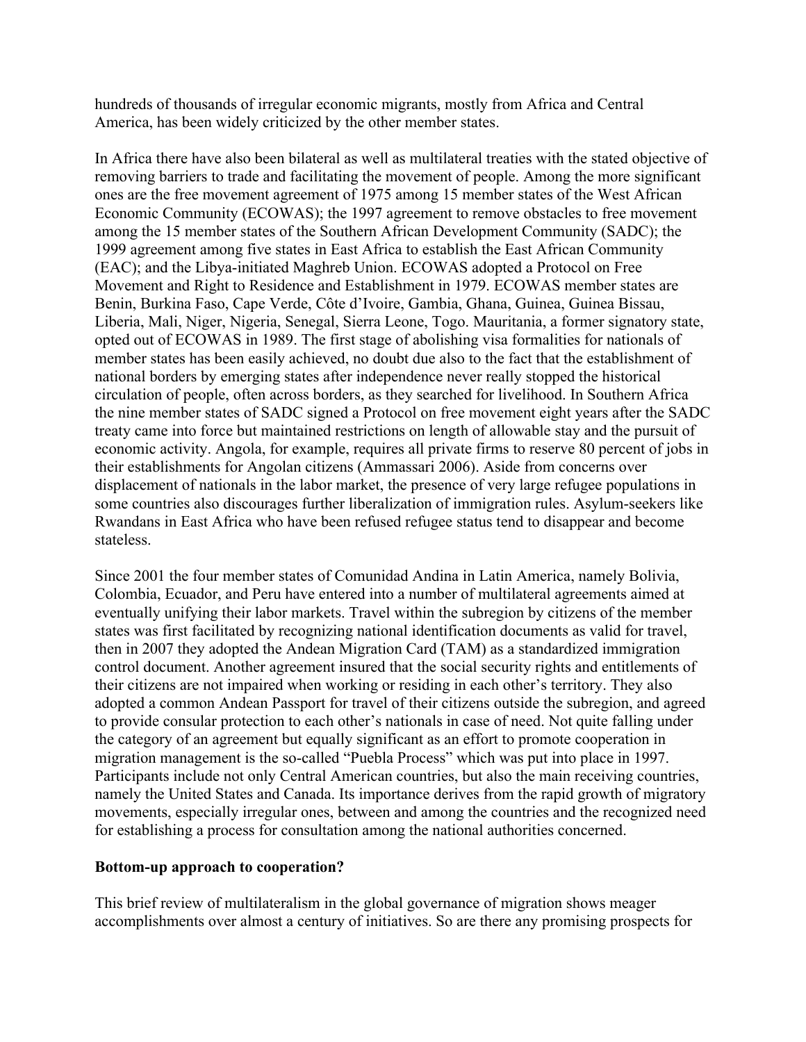hundreds of thousands of irregular economic migrants, mostly from Africa and Central America, has been widely criticized by the other member states.

In Africa there have also been bilateral as well as multilateral treaties with the stated objective of removing barriers to trade and facilitating the movement of people. Among the more significant ones are the free movement agreement of 1975 among 15 member states of the West African Economic Community (ECOWAS); the 1997 agreement to remove obstacles to free movement among the 15 member states of the Southern African Development Community (SADC); the 1999 agreement among five states in East Africa to establish the East African Community (EAC); and the Libya-initiated Maghreb Union. ECOWAS adopted a Protocol on Free Movement and Right to Residence and Establishment in 1979. ECOWAS member states are Benin, Burkina Faso, Cape Verde, Côte d'Ivoire, Gambia, Ghana, Guinea, Guinea Bissau, Liberia, Mali, Niger, Nigeria, Senegal, Sierra Leone, Togo. Mauritania, a former signatory state, opted out of ECOWAS in 1989. The first stage of abolishing visa formalities for nationals of member states has been easily achieved, no doubt due also to the fact that the establishment of national borders by emerging states after independence never really stopped the historical circulation of people, often across borders, as they searched for livelihood. In Southern Africa the nine member states of SADC signed a Protocol on free movement eight years after the SADC treaty came into force but maintained restrictions on length of allowable stay and the pursuit of economic activity. Angola, for example, requires all private firms to reserve 80 percent of jobs in their establishments for Angolan citizens (Ammassari 2006). Aside from concerns over displacement of nationals in the labor market, the presence of very large refugee populations in some countries also discourages further liberalization of immigration rules. Asylum-seekers like Rwandans in East Africa who have been refused refugee status tend to disappear and become stateless.

Since 2001 the four member states of Comunidad Andina in Latin America, namely Bolivia, Colombia, Ecuador, and Peru have entered into a number of multilateral agreements aimed at eventually unifying their labor markets. Travel within the subregion by citizens of the member states was first facilitated by recognizing national identification documents as valid for travel, then in 2007 they adopted the Andean Migration Card (TAM) as a standardized immigration control document. Another agreement insured that the social security rights and entitlements of their citizens are not impaired when working or residing in each other's territory. They also adopted a common Andean Passport for travel of their citizens outside the subregion, and agreed to provide consular protection to each other's nationals in case of need. Not quite falling under the category of an agreement but equally significant as an effort to promote cooperation in migration management is the so-called "Puebla Process" which was put into place in 1997. Participants include not only Central American countries, but also the main receiving countries, namely the United States and Canada. Its importance derives from the rapid growth of migratory movements, especially irregular ones, between and among the countries and the recognized need for establishing a process for consultation among the national authorities concerned.

**Bottom-up approach to cooperation?**

This brief review of multilateralism in the global governance of migration shows meager accomplishments over almost a century of initiatives. So are there any promising prospects for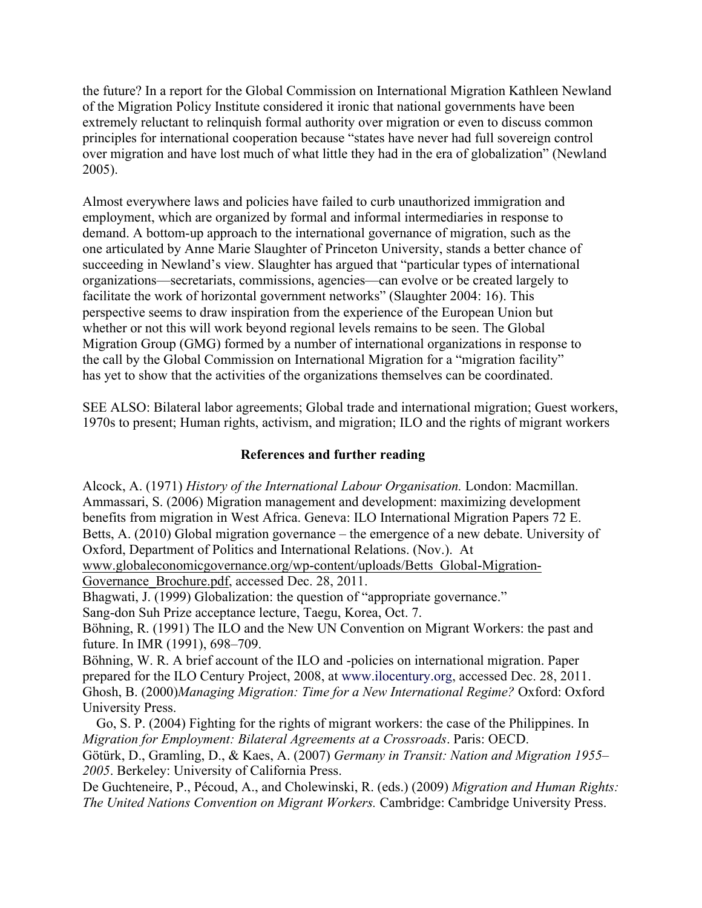the future? In a report for the Global Commission on International Migration Kathleen Newland of the Migration Policy Institute considered it ironic that national governments have been extremely reluctant to relinquish formal authority over migration or even to discuss common principles for international cooperation because "states have never had full sovereign control over migration and have lost much of what little they had in the era of globalization" (Newland 2005).

Almost everywhere laws and policies have failed to curb unauthorized immigration and employment, which are organized by formal and informal intermediaries in response to demand. A bottom-up approach to the international governance of migration, such as the one articulated by Anne Marie Slaughter of Princeton University, stands a better chance of succeeding in Newland's view. Slaughter has argued that "particular types of international organizations—secretariats, commissions, agencies—can evolve or be created largely to facilitate the work of horizontal government networks" (Slaughter 2004: 16). This perspective seems to draw inspiration from the experience of the European Union but whether or not this will work beyond regional levels remains to be seen. The Global Migration Group (GMG) formed by a number of international organizations in response to the call by the Global Commission on International Migration for a "migration facility" has yet to show that the activities of the organizations themselves can be coordinated.

SEE ALSO: Bilateral labor agreements; Global trade and international migration; Guest workers, 1970s to present; Human rights, activism, and migration; ILO and the rights of migrant workers

## References and further reading

Alcock, A. (1971) *History of the International Labour Organisation.* London: Macmillan.

Ammassari, S. (2006) Migration management and development: maximizing development benefits from migration in West Africa. Geneva: ILO International Migration Papers 72 E.

Betts, A. (2010) Global migration governance – the emergence of a new debate. University of Oxford, Department of Politics and International Relations. (Nov.). At www.globaleconomicgovernance.org/wp-content/uploads/Betts_Global-Migration-Governance_Brochure.pdf, accessed Dec. 28, 2011.

Bhagwati, J. (1999) Globalization: the question of "appropriate governance." Sang-don Suh Prize acceptance lecture, Taegu, Korea, Oct. 7.

Böhning, R. (1991) The ILO and the New UN Convention on Migrant Workers: the past and future. In IMR (1991), 698–709.

Böhning, W. R. A brief account of the ILO and -policies on international migration. Paper prepared for the ILO Century Project, 2008, at www.ilocentury.org, accessed Dec. 28, 2011.

Ghosh, B. (2000) *Managing Migration: Time for a New International Regime?* Oxford: Oxford University Press.

Go, S. P. (2004) Fighting for the rights of migrant workers: the case of the Philippines. In *Migration for Employment: Bilateral Agreements at a Crossroads*. Paris: OECD.

Götürk, D., Gramling, D., & Kaes, A. (2007) *Germany in Transit: Nation and Migration 1955–2005*. Berkeley: University of California Press.

De Guchteneire, P., Pécoud, A., and Cholewinski, R. (eds.) (2009) *Migration and Human Rights: The United Nations Convention on Migrant Workers.* Cambridge: Cambridge University Press.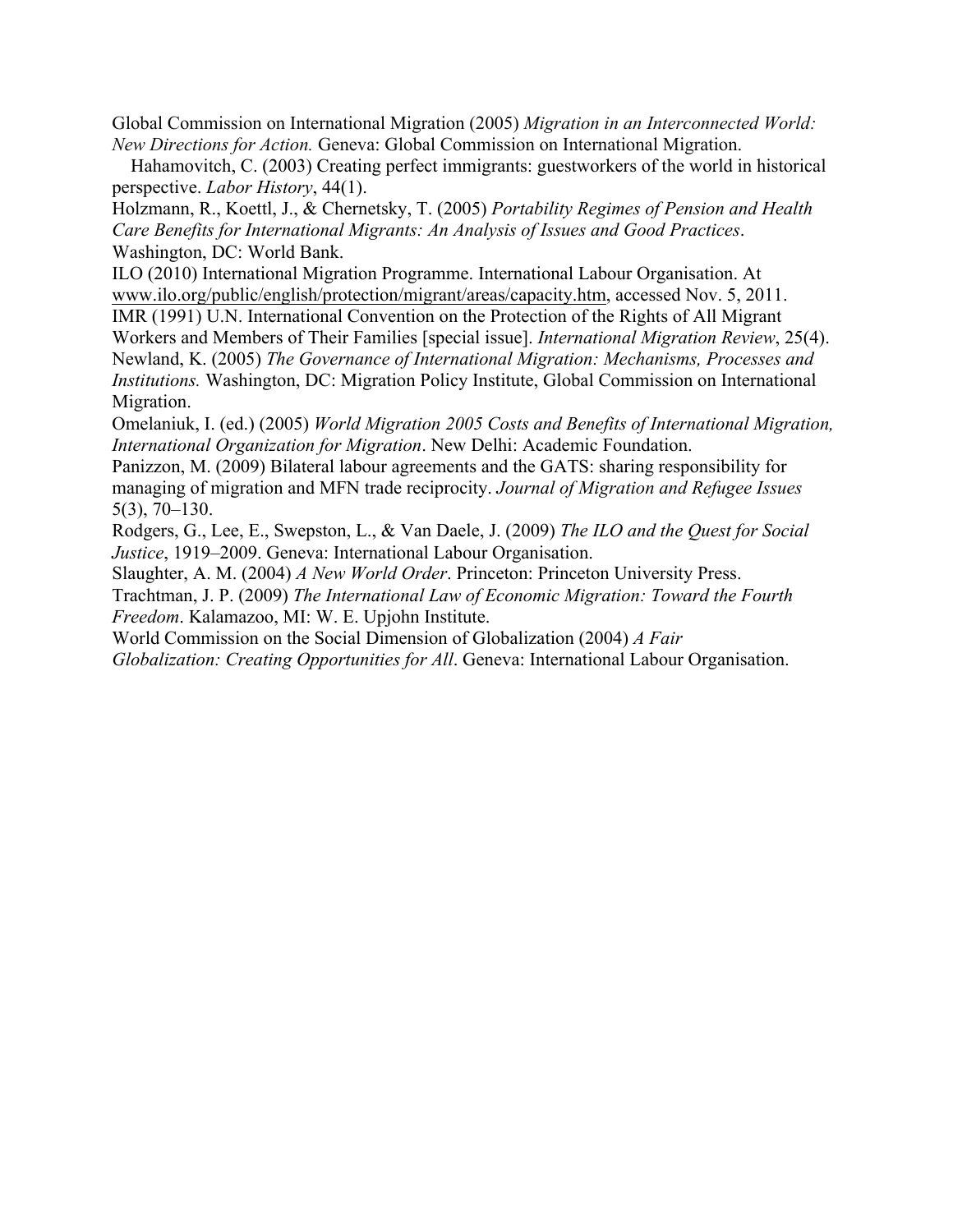Global Commission on International Migration (2005) *Migration in an Interconnected World: New Directions for Action.* Geneva: Global Commission on International Migration.

Hahamovitch, C. (2003) Creating perfect immigrants: guestworkers of the world in historical perspective. *Labor History*, 44(1).

Holzmann, R., Koettl, J., & Chernetsky, T. (2005) *Portability Regimes of Pension and Health Care Benefits for International Migrants: An Analysis of Issues and Good Practices*. Washington, DC: World Bank.

ILO (2010) International Migration Programme. International Labour Organisation. At www.ilo.org/public/english/protection/migrant/areas/capacity.htm, accessed Nov. 5, 2011.

IMR (1991) U.N. International Convention on the Protection of the Rights of All Migrant Workers and Members of Their Families [special issue]. *International Migration Review*, 25(4).

Newland, K. (2005) *The Governance of International Migration: Mechanisms, Processes and Institutions.* Washington, DC: Migration Policy Institute, Global Commission on International Migration.

Omelaniuk, I. (ed.) (2005) *World Migration 2005 Costs and Benefits of International Migration, International Organization for Migration*. New Delhi: Academic Foundation.

Panizzon, M. (2009) Bilateral labour agreements and the GATS: sharing responsibility for managing of migration and MFN trade reciprocity. *Journal of Migration and Refugee Issues* 5(3), 70–130.

Rodgers, G., Lee, E., Swepston, L., & Van Daele, J. (2009) *The ILO and the Quest for Social Justice*, 1919–2009. Geneva: International Labour Organisation.

Slaughter, A. M. (2004) *A New World Order*. Princeton: Princeton University Press.

Trachtman, J. P. (2009) *The International Law of Economic Migration: Toward the Fourth Freedom*. Kalamazoo, MI: W. E. Upjohn Institute.

World Commission on the Social Dimension of Globalization (2004) *A Fair Globalization: Creating Opportunities for All*. Geneva: International Labour Organisation.